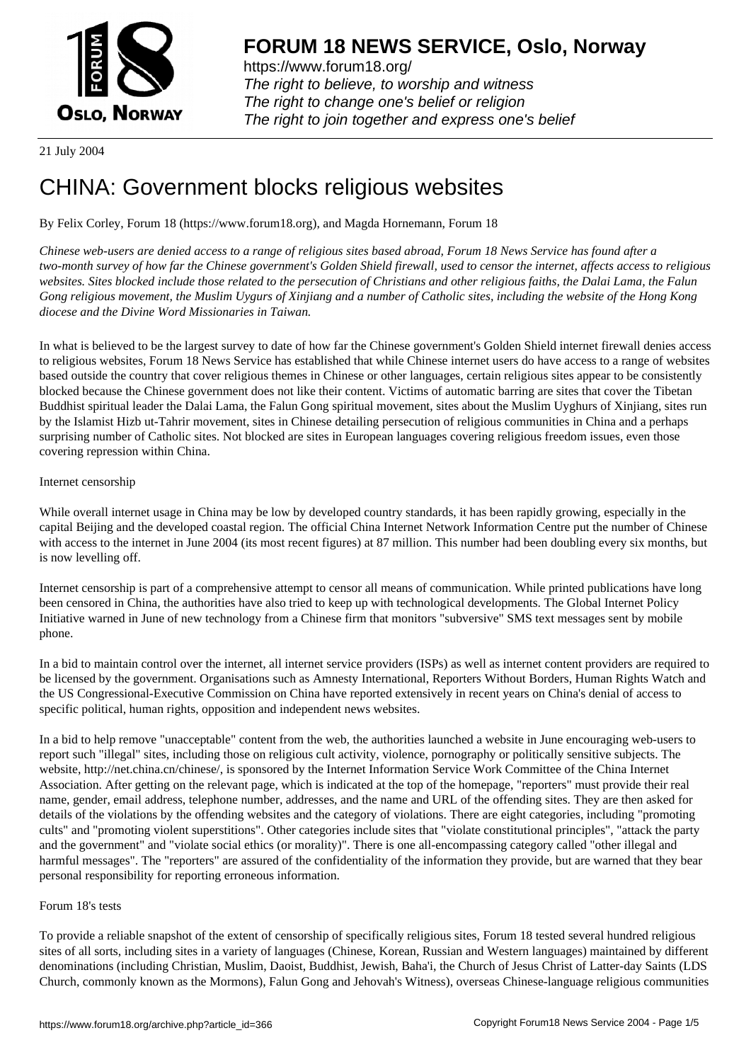# FORUM 18 NEWS SERVICE, Oslo, Norway

https://www.forum18.org/
*The right to believe, to worship and witness*
*The right to change one's belief or religion*
*The right to join together and express one's belief*

21 July 2004

# CHINA: Government blocks religious websites

By Felix Corley, Forum 18 (https://www.forum18.org), and Magda Hornemann, Forum 18

*Chinese web-users are denied access to a range of religious sites based abroad, Forum 18 News Service has found after a two-month survey of how far the Chinese government's Golden Shield firewall, used to censor the internet, affects access to religious websites. Sites blocked include those related to the persecution of Christians and other religious faiths, the Dalai Lama, the Falun Gong religious movement, the Muslim Uygurs of Xinjiang and a number of Catholic sites, including the website of the Hong Kong diocese and the Divine Word Missionaries in Taiwan.*

In what is believed to be the largest survey to date of how far the Chinese government's Golden Shield internet firewall denies access to religious websites, Forum 18 News Service has established that while Chinese internet users do have access to a range of websites based outside the country that cover religious themes in Chinese or other languages, certain religious sites appear to be consistently blocked because the Chinese government does not like their content. Victims of automatic barring are sites that cover the Tibetan Buddhist spiritual leader the Dalai Lama, the Falun Gong spiritual movement, sites about the Muslim Uyghurs of Xinjiang, sites run by the Islamist Hizb ut-Tahrir movement, sites in Chinese detailing persecution of religious communities in China and a perhaps surprising number of Catholic sites. Not blocked are sites in European languages covering religious freedom issues, even those covering repression within China.

Internet censorship

While overall internet usage in China may be low by developed country standards, it has been rapidly growing, especially in the capital Beijing and the developed coastal region. The official China Internet Network Information Centre put the number of Chinese with access to the internet in June 2004 (its most recent figures) at 87 million. This number had been doubling every six months, but is now levelling off.

Internet censorship is part of a comprehensive attempt to censor all means of communication. While printed publications have long been censored in China, the authorities have also tried to keep up with technological developments. The Global Internet Policy Initiative warned in June of new technology from a Chinese firm that monitors "subversive" SMS text messages sent by mobile phone.

In a bid to maintain control over the internet, all internet service providers (ISPs) as well as internet content providers are required to be licensed by the government. Organisations such as Amnesty International, Reporters Without Borders, Human Rights Watch and the US Congressional-Executive Commission on China have reported extensively in recent years on China's denial of access to specific political, human rights, opposition and independent news websites.

In a bid to help remove "unacceptable" content from the web, the authorities launched a website in June encouraging web-users to report such "illegal" sites, including those on religious cult activity, violence, pornography or politically sensitive subjects. The website, http://net.china.cn/chinese/, is sponsored by the Internet Information Service Work Committee of the China Internet Association. After getting on the relevant page, which is indicated at the top of the homepage, "reporters" must provide their real name, gender, email address, telephone number, addresses, and the name and URL of the offending sites. They are then asked for details of the violations by the offending websites and the category of violations. There are eight categories, including "promoting cults" and "promoting violent superstitions". Other categories include sites that "violate constitutional principles", "attack the party and the government" and "violate social ethics (or morality)". There is one all-encompassing category called "other illegal and harmful messages". The "reporters" are assured of the confidentiality of the information they provide, but are warned that they bear personal responsibility for reporting erroneous information.

Forum 18's tests

To provide a reliable snapshot of the extent of censorship of specifically religious sites, Forum 18 tested several hundred religious sites of all sorts, including sites in a variety of languages (Chinese, Korean, Russian and Western languages) maintained by different denominations (including Christian, Muslim, Daoist, Buddhist, Jewish, Baha'i, the Church of Jesus Christ of Latter-day Saints (LDS Church, commonly known as the Mormons), Falun Gong and Jehovah's Witness), overseas Chinese-language religious communities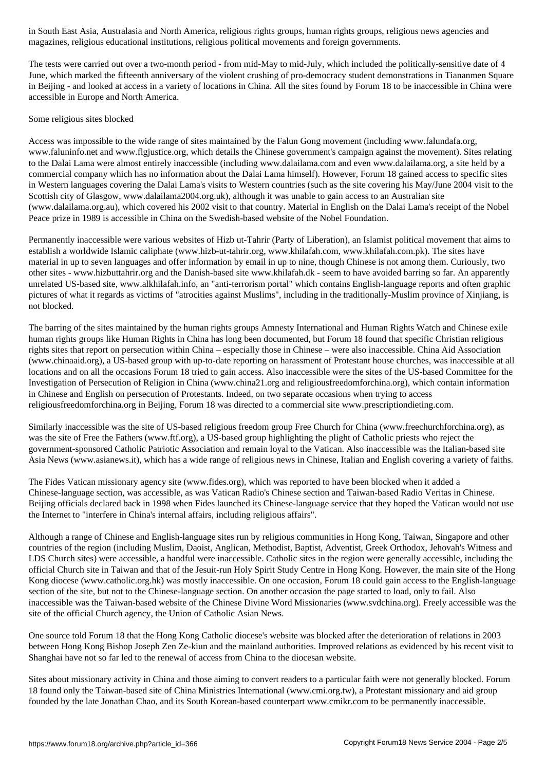in South East Asia, Australasia and North America, religious rights groups, human rights groups, religious news agencies and magazines, religious educational institutions, religious political movements and foreign governments.

The tests were carried out over a two-month period - from mid-May to mid-July, which included the politically-sensitive date of 4 June, which marked the fifteenth anniversary of the violent crushing of pro-democracy student demonstrations in Tiananmen Square in Beijing - and looked at access in a variety of locations in China. All the sites found by Forum 18 to be inaccessible in China were accessible in Europe and North America.

## Some religious sites blocked

Access was impossible to the wide range of sites maintained by the Falun Gong movement (including www.falundafa.org, www.faluninfo.net and www.flgjustice.org, which details the Chinese government's campaign against the movement). Sites relating to the Dalai Lama were almost entirely inaccessible (including www.dalailama.com and even www.dalailama.org, a site held by a commercial company which has no information about the Dalai Lama himself). However, Forum 18 gained access to specific sites in Western languages covering the Dalai Lama's visits to Western countries (such as the site covering his May/June 2004 visit to the Scottish city of Glasgow, www.dalailama2004.org.uk), although it was unable to gain access to an Australian site (www.dalailama.org.au), which covered his 2002 visit to that country. Material in English on the Dalai Lama's receipt of the Nobel Peace prize in 1989 is accessible in China on the Swedish-based website of the Nobel Foundation.

Permanently inaccessible were various websites of Hizb ut-Tahrir (Party of Liberation), an Islamist political movement that aims to establish a worldwide Islamic caliphate (www.hizb-ut-tahrir.org, www.khilafah.com, www.khilafah.com.pk). The sites have material in up to seven languages and offer information by email in up to nine, though Chinese is not among them. Curiously, two other sites - www.hizbuttahrir.org and the Danish-based site www.khilafah.dk - seem to have avoided barring so far. An apparently unrelated US-based site, www.alkhilafah.info, an "anti-terrorism portal" which contains English-language reports and often graphic pictures of what it regards as victims of "atrocities against Muslims", including in the traditionally-Muslim province of Xinjiang, is not blocked.

The barring of the sites maintained by the human rights groups Amnesty International and Human Rights Watch and Chinese exile human rights groups like Human Rights in China has long been documented, but Forum 18 found that specific Christian religious rights sites that report on persecution within China – especially those in Chinese – were also inaccessible. China Aid Association (www.chinaaid.org), a US-based group with up-to-date reporting on harassment of Protestant house churches, was inaccessible at all locations and on all the occasions Forum 18 tried to gain access. Also inaccessible were the sites of the US-based Committee for the Investigation of Persecution of Religion in China (www.china21.org and religiousfreedomforchina.org), which contain information in Chinese and English on persecution of Protestants. Indeed, on two separate occasions when trying to access religiousfreedomforchina.org in Beijing, Forum 18 was directed to a commercial site www.prescriptiondieting.com.

Similarly inaccessible was the site of US-based religious freedom group Free Church for China (www.freechurchforchina.org), as was the site of Free the Fathers (www.ftf.org), a US-based group highlighting the plight of Catholic priests who reject the government-sponsored Catholic Patriotic Association and remain loyal to the Vatican. Also inaccessible was the Italian-based site Asia News (www.asianews.it), which has a wide range of religious news in Chinese, Italian and English covering a variety of faiths.

The Fides Vatican missionary agency site (www.fides.org), which was reported to have been blocked when it added a Chinese-language section, was accessible, as was Vatican Radio's Chinese section and Taiwan-based Radio Veritas in Chinese. Beijing officials declared back in 1998 when Fides launched its Chinese-language service that they hoped the Vatican would not use the Internet to "interfere in China's internal affairs, including religious affairs".

Although a range of Chinese and English-language sites run by religious communities in Hong Kong, Taiwan, Singapore and other countries of the region (including Muslim, Daoist, Anglican, Methodist, Baptist, Adventist, Greek Orthodox, Jehovah's Witness and LDS Church sites) were accessible, a handful were inaccessible. Catholic sites in the region were generally accessible, including the official Church site in Taiwan and that of the Jesuit-run Holy Spirit Study Centre in Hong Kong. However, the main site of the Hong Kong diocese (www.catholic.org.hk) was mostly inaccessible. On one occasion, Forum 18 could gain access to the English-language section of the site, but not to the Chinese-language section. On another occasion the page started to load, only to fail. Also inaccessible was the Taiwan-based website of the Chinese Divine Word Missionaries (www.svdchina.org). Freely accessible was the site of the official Church agency, the Union of Catholic Asian News.

One source told Forum 18 that the Hong Kong Catholic diocese's website was blocked after the deterioration of relations in 2003 between Hong Kong Bishop Joseph Zen Ze-kiun and the mainland authorities. Improved relations as evidenced by his recent visit to Shanghai have not so far led to the renewal of access from China to the diocesan website.

Sites about missionary activity in China and those aiming to convert readers to a particular faith were not generally blocked. Forum 18 found only the Taiwan-based site of China Ministries International (www.cmi.org.tw), a Protestant missionary and aid group founded by the late Jonathan Chao, and its South Korean-based counterpart www.cmikr.com to be permanently inaccessible.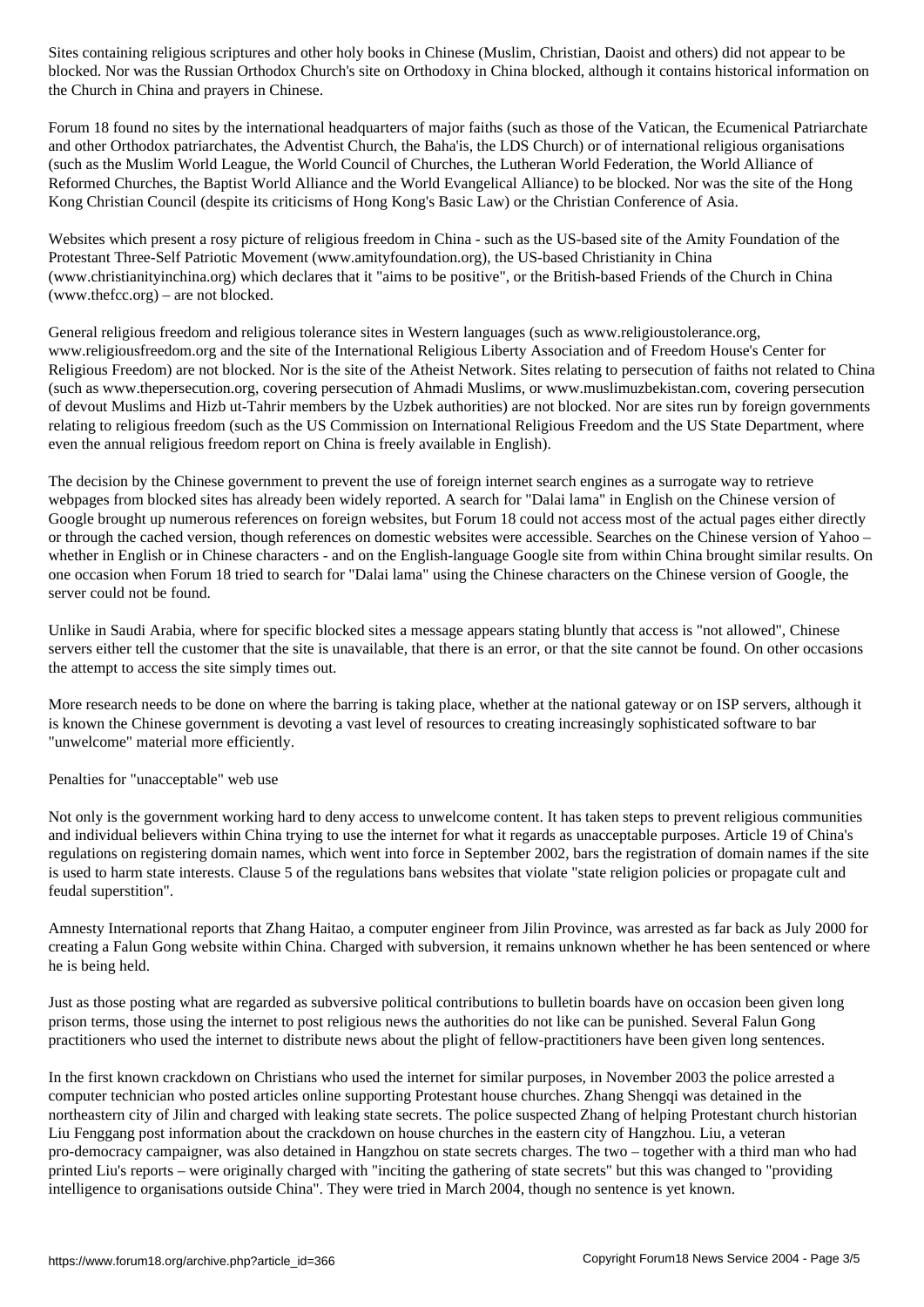Sites containing religious scriptures and other holy books in Chinese (Muslim, Christian, Daoist and others) did not appear to be blocked. Nor was the Russian Orthodox Church's site on Orthodoxy in China blocked, although it contains historical information on the Church in China and prayers in Chinese.

Forum 18 found no sites by the international headquarters of major faiths (such as those of the Vatican, the Ecumenical Patriarchate and other Orthodox patriarchates, the Adventist Church, the Baha'is, the LDS Church) or of international religious organisations (such as the Muslim World League, the World Council of Churches, the Lutheran World Federation, the World Alliance of Reformed Churches, the Baptist World Alliance and the World Evangelical Alliance) to be blocked. Nor was the site of the Hong Kong Christian Council (despite its criticisms of Hong Kong's Basic Law) or the Christian Conference of Asia.

Websites which present a rosy picture of religious freedom in China - such as the US-based site of the Amity Foundation of the Protestant Three-Self Patriotic Movement (www.amityfoundation.org), the US-based Christianity in China (www.christianityinchina.org) which declares that it "aims to be positive", or the British-based Friends of the Church in China (www.thefcc.org) – are not blocked.

General religious freedom and religious tolerance sites in Western languages (such as www.religioustolerance.org, www.religiousfreedom.org and the site of the International Religious Liberty Association and of Freedom House's Center for Religious Freedom) are not blocked. Nor is the site of the Atheist Network. Sites relating to persecution of faiths not related to China (such as www.thepersecution.org, covering persecution of Ahmadi Muslims, or www.muslimuzbekistan.com, covering persecution of devout Muslims and Hizb ut-Tahrir members by the Uzbek authorities) are not blocked. Nor are sites run by foreign governments relating to religious freedom (such as the US Commission on International Religious Freedom and the US State Department, where even the annual religious freedom report on China is freely available in English).

The decision by the Chinese government to prevent the use of foreign internet search engines as a surrogate way to retrieve webpages from blocked sites has already been widely reported. A search for "Dalai lama" in English on the Chinese version of Google brought up numerous references on foreign websites, but Forum 18 could not access most of the actual pages either directly or through the cached version, though references on domestic websites were accessible. Searches on the Chinese version of Yahoo – whether in English or in Chinese characters - and on the English-language Google site from within China brought similar results. On one occasion when Forum 18 tried to search for "Dalai lama" using the Chinese characters on the Chinese version of Google, the server could not be found.

Unlike in Saudi Arabia, where for specific blocked sites a message appears stating bluntly that access is "not allowed", Chinese servers either tell the customer that the site is unavailable, that there is an error, or that the site cannot be found. On other occasions the attempt to access the site simply times out.

More research needs to be done on where the barring is taking place, whether at the national gateway or on ISP servers, although it is known the Chinese government is devoting a vast level of resources to creating increasingly sophisticated software to bar "unwelcome" material more efficiently.

## Penalties for "unacceptable" web use

Not only is the government working hard to deny access to unwelcome content. It has taken steps to prevent religious communities and individual believers within China trying to use the internet for what it regards as unacceptable purposes. Article 19 of China's regulations on registering domain names, which went into force in September 2002, bars the registration of domain names if the site is used to harm state interests. Clause 5 of the regulations bans websites that violate "state religion policies or propagate cult and feudal superstition".

Amnesty International reports that Zhang Haitao, a computer engineer from Jilin Province, was arrested as far back as July 2000 for creating a Falun Gong website within China. Charged with subversion, it remains unknown whether he has been sentenced or where he is being held.

Just as those posting what are regarded as subversive political contributions to bulletin boards have on occasion been given long prison terms, those using the internet to post religious news the authorities do not like can be punished. Several Falun Gong practitioners who used the internet to distribute news about the plight of fellow-practitioners have been given long sentences.

In the first known crackdown on Christians who used the internet for similar purposes, in November 2003 the police arrested a computer technician who posted articles online supporting Protestant house churches. Zhang Shengqi was detained in the northeastern city of Jilin and charged with leaking state secrets. The police suspected Zhang of helping Protestant church historian Liu Fenggang post information about the crackdown on house churches in the eastern city of Hangzhou. Liu, a veteran pro-democracy campaigner, was also detained in Hangzhou on state secrets charges. The two – together with a third man who had printed Liu's reports – were originally charged with "inciting the gathering of state secrets" but this was changed to "providing intelligence to organisations outside China". They were tried in March 2004, though no sentence is yet known.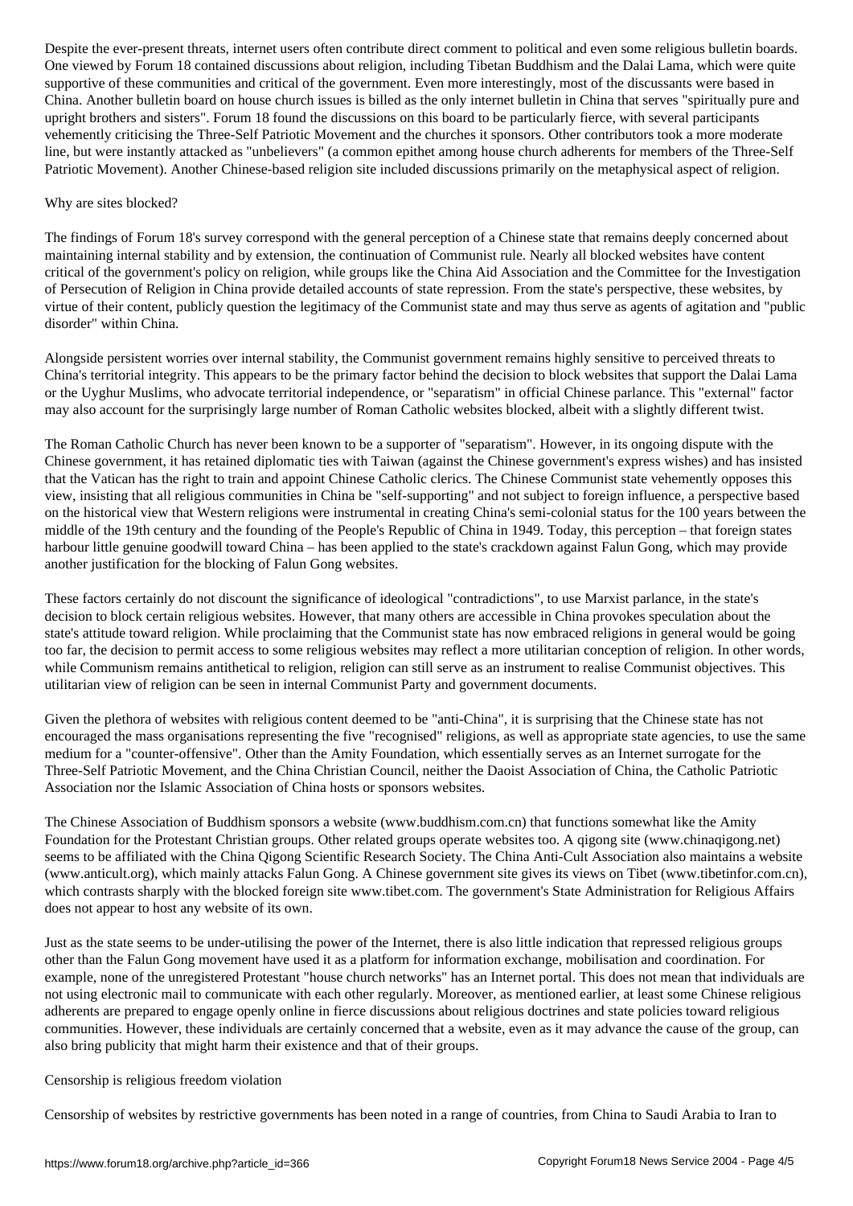Despite the ever-present threats, internet users often contribute direct comment to political and even some religious bulletin boards. One viewed by Forum 18 contained discussions about religion, including Tibetan Buddhism and the Dalai Lama, which were quite supportive of these communities and critical of the government. Even more interestingly, most of the discussants were based in China. Another bulletin board on house church issues is billed as the only internet bulletin in China that serves "spiritually pure and upright brothers and sisters". Forum 18 found the discussions on this board to be particularly fierce, with several participants vehemently criticising the Three-Self Patriotic Movement and the churches it sponsors. Other contributors took a more moderate line, but were instantly attacked as "unbelievers" (a common epithet among house church adherents for members of the Three-Self Patriotic Movement). Another Chinese-based religion site included discussions primarily on the metaphysical aspect of religion.

Why are sites blocked?

The findings of Forum 18's survey correspond with the general perception of a Chinese state that remains deeply concerned about maintaining internal stability and by extension, the continuation of Communist rule. Nearly all blocked websites have content critical of the government's policy on religion, while groups like the China Aid Association and the Committee for the Investigation of Persecution of Religion in China provide detailed accounts of state repression. From the state's perspective, these websites, by virtue of their content, publicly question the legitimacy of the Communist state and may thus serve as agents of agitation and "public disorder" within China.

Alongside persistent worries over internal stability, the Communist government remains highly sensitive to perceived threats to China's territorial integrity. This appears to be the primary factor behind the decision to block websites that support the Dalai Lama or the Uyghur Muslims, who advocate territorial independence, or "separatism" in official Chinese parlance. This "external" factor may also account for the surprisingly large number of Roman Catholic websites blocked, albeit with a slightly different twist.

The Roman Catholic Church has never been known to be a supporter of "separatism". However, in its ongoing dispute with the Chinese government, it has retained diplomatic ties with Taiwan (against the Chinese government's express wishes) and has insisted that the Vatican has the right to train and appoint Chinese Catholic clerics. The Chinese Communist state vehemently opposes this view, insisting that all religious communities in China be "self-supporting" and not subject to foreign influence, a perspective based on the historical view that Western religions were instrumental in creating China's semi-colonial status for the 100 years between the middle of the 19th century and the founding of the People's Republic of China in 1949. Today, this perception – that foreign states harbour little genuine goodwill toward China – has been applied to the state's crackdown against Falun Gong, which may provide another justification for the blocking of Falun Gong websites.

These factors certainly do not discount the significance of ideological "contradictions", to use Marxist parlance, in the state's decision to block certain religious websites. However, that many others are accessible in China provokes speculation about the state's attitude toward religion. While proclaiming that the Communist state has now embraced religions in general would be going too far, the decision to permit access to some religious websites may reflect a more utilitarian conception of religion. In other words, while Communism remains antithetical to religion, religion can still serve as an instrument to realise Communist objectives. This utilitarian view of religion can be seen in internal Communist Party and government documents.

Given the plethora of websites with religious content deemed to be "anti-China", it is surprising that the Chinese state has not encouraged the mass organisations representing the five "recognised" religions, as well as appropriate state agencies, to use the same medium for a "counter-offensive". Other than the Amity Foundation, which essentially serves as an Internet surrogate for the Three-Self Patriotic Movement, and the China Christian Council, neither the Daoist Association of China, the Catholic Patriotic Association nor the Islamic Association of China hosts or sponsors websites.

The Chinese Association of Buddhism sponsors a website (www.buddhism.com.cn) that functions somewhat like the Amity Foundation for the Protestant Christian groups. Other related groups operate websites too. A qigong site (www.chinaqigong.net) seems to be affiliated with the China Qigong Scientific Research Society. The China Anti-Cult Association also maintains a website (www.anticult.org), which mainly attacks Falun Gong. A Chinese government site gives its views on Tibet (www.tibetinfor.com.cn), which contrasts sharply with the blocked foreign site www.tibet.com. The government's State Administration for Religious Affairs does not appear to host any website of its own.

Just as the state seems to be under-utilising the power of the Internet, there is also little indication that repressed religious groups other than the Falun Gong movement have used it as a platform for information exchange, mobilisation and coordination. For example, none of the unregistered Protestant "house church networks" has an Internet portal. This does not mean that individuals are not using electronic mail to communicate with each other regularly. Moreover, as mentioned earlier, at least some Chinese religious adherents are prepared to engage openly online in fierce discussions about religious doctrines and state policies toward religious communities. However, these individuals are certainly concerned that a website, even as it may advance the cause of the group, can also bring publicity that might harm their existence and that of their groups.

Censorship is religious freedom violation

Censorship of websites by restrictive governments has been noted in a range of countries, from China to Saudi Arabia to Iran to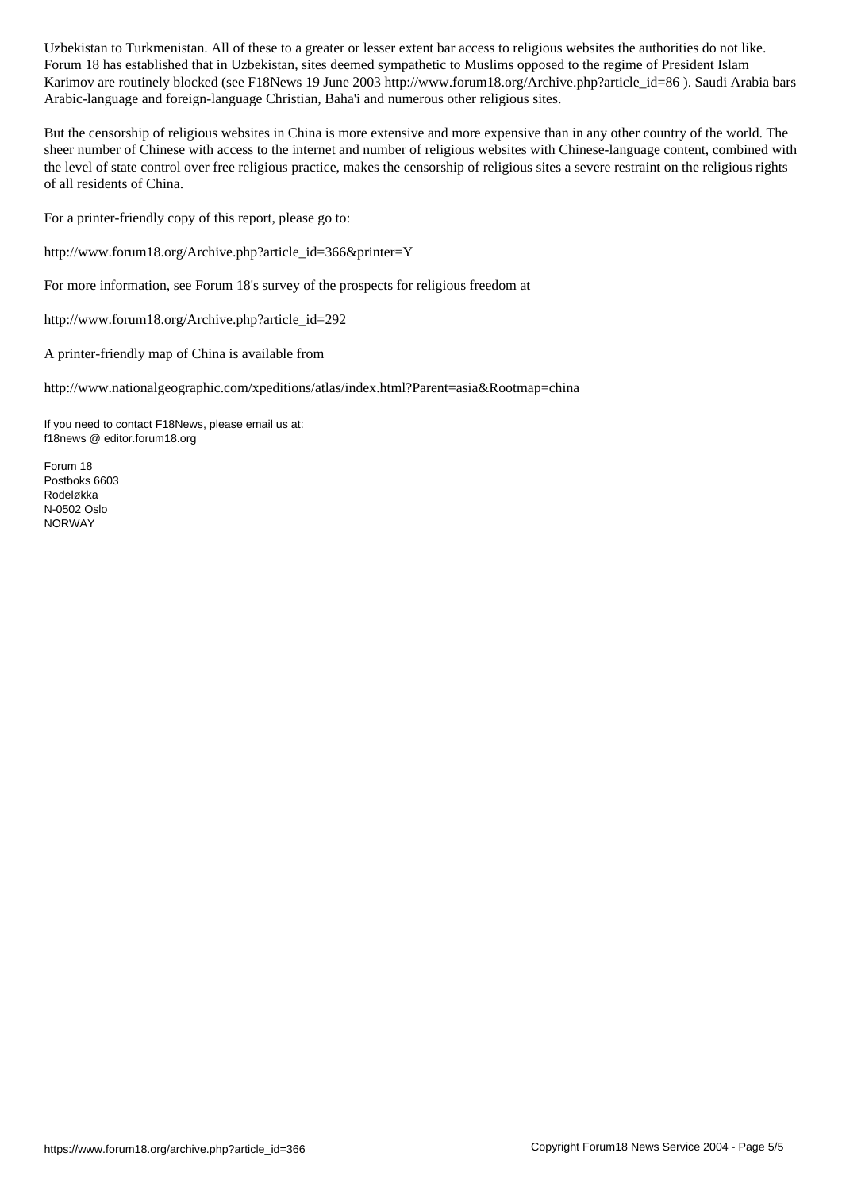Uzbekistan to Turkmenistan. All of these to a greater or lesser extent bar access to religious websites the authorities do not like. Forum 18 has established that in Uzbekistan, sites deemed sympathetic to Muslims opposed to the regime of President Islam Karimov are routinely blocked (see F18News 19 June 2003 http://www.forum18.org/Archive.php?article_id=86 ). Saudi Arabia bars Arabic-language and foreign-language Christian, Baha'i and numerous other religious sites.

But the censorship of religious websites in China is more extensive and more expensive than in any other country of the world. The sheer number of Chinese with access to the internet and number of religious websites with Chinese-language content, combined with the level of state control over free religious practice, makes the censorship of religious sites a severe restraint on the religious rights of all residents of China.

For a printer-friendly copy of this report, please go to:

http://www.forum18.org/Archive.php?article_id=366&printer=Y

For more information, see Forum 18's survey of the prospects for religious freedom at

http://www.forum18.org/Archive.php?article_id=292

A printer-friendly map of China is available from

http://www.nationalgeographic.com/xpeditions/atlas/index.html?Parent=asia&Rootmap=china

---

If you need to contact F18News, please email us at:
f18news @ editor.forum18.org

Forum 18
Postboks 6603
Rodeløkka
N-0502 Oslo
NORWAY